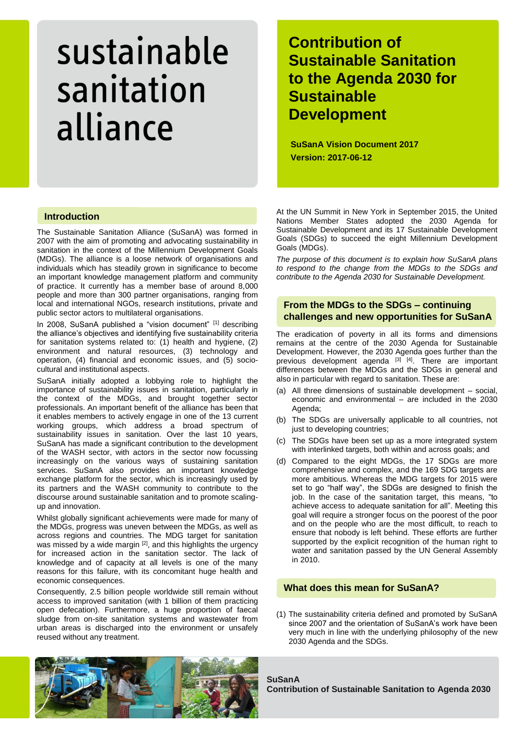# sustainable sanitation alliance

# Contribution of Sustainable Sanitation to the Agenda 2030 for Sustainable Development

**SuSanA Vision Document 2017**
**Version: 2017-06-12**

## Introduction

The Sustainable Sanitation Alliance (SuSanA) was formed in 2007 with the aim of promoting and advocating sustainability in sanitation in the context of the Millennium Development Goals (MDGs). The alliance is a loose network of organisations and individuals which has steadily grown in significance to become an important knowledge management platform and community of practice. It currently has a member base of around 8,000 people and more than 300 partner organisations, ranging from local and international NGOs, research institutions, private and public sector actors to multilateral organisations.

In 2008, SuSanA published a "vision document" [1] describing the alliance's objectives and identifying five sustainability criteria for sanitation systems related to: (1) health and hygiene, (2) environment and natural resources, (3) technology and operation, (4) financial and economic issues, and (5) socio-cultural and institutional aspects.

SuSanA initially adopted a lobbying role to highlight the importance of sustainability issues in sanitation, particularly in the context of the MDGs, and brought together sector professionals. An important benefit of the alliance has been that it enables members to actively engage in one of the 13 current working groups, which address a broad spectrum of sustainability issues in sanitation. Over the last 10 years, SuSanA has made a significant contribution to the development of the WASH sector, with actors in the sector now focussing increasingly on the various ways of sustaining sanitation services. SuSanA also provides an important knowledge exchange platform for the sector, which is increasingly used by its partners and the WASH community to contribute to the discourse around sustainable sanitation and to promote scaling-up and innovation.

Whilst globally significant achievements were made for many of the MDGs, progress was uneven between the MDGs, as well as across regions and countries. The MDG target for sanitation was missed by a wide margin [2], and this highlights the urgency for increased action in the sanitation sector. The lack of knowledge and of capacity at all levels is one of the many reasons for this failure, with its concomitant huge health and economic consequences.

Consequently, 2.5 billion people worldwide still remain without access to improved sanitation (with 1 billion of them practicing open defecation). Furthermore, a huge proportion of faecal sludge from on-site sanitation systems and wastewater from urban areas is discharged into the environment or unsafely reused without any treatment.

At the UN Summit in New York in September 2015, the United Nations Member States adopted the 2030 Agenda for Sustainable Development and its 17 Sustainable Development Goals (SDGs) to succeed the eight Millennium Development Goals (MDGs).

*The purpose of this document is to explain how SuSanA plans to respond to the change from the MDGs to the SDGs and contribute to the Agenda 2030 for Sustainable Development.*

## From the MDGs to the SDGs – continuing challenges and new opportunities for SuSanA

The eradication of poverty in all its forms and dimensions remains at the centre of the 2030 Agenda for Sustainable Development. However, the 2030 Agenda goes further than the previous development agenda [3] [4]. There are important differences between the MDGs and the SDGs in general and also in particular with regard to sanitation. These are:

(a) All three dimensions of sustainable development – social, economic and environmental – are included in the 2030 Agenda;

(b) The SDGs are universally applicable to all countries, not just to developing countries;

(c) The SDGs have been set up as a more integrated system with interlinked targets, both within and across goals; and

(d) Compared to the eight MDGs, the 17 SDGs are more comprehensive and complex, and the 169 SDG targets are more ambitious. Whereas the MDG targets for sanitation for 2015 were set to go "half way", the SDGs are designed to finish the job. In the case of the sanitation target, this means, "to achieve access to adequate sanitation for all". Meeting this goal will require a stronger focus on the poorest of the poor and on the people who are the most difficult, to reach to ensure that nobody is left behind. These efforts are further supported by the explicit recognition of the human right to water and sanitation passed by the UN General Assembly in 2010.

## What does this mean for SuSanA?

(1) The sustainability criteria defined and promoted by SuSanA since 2007 and the orientation of SuSanA's work have been very much in line with the underlying philosophy of the new 2030 Agenda and the SDGs.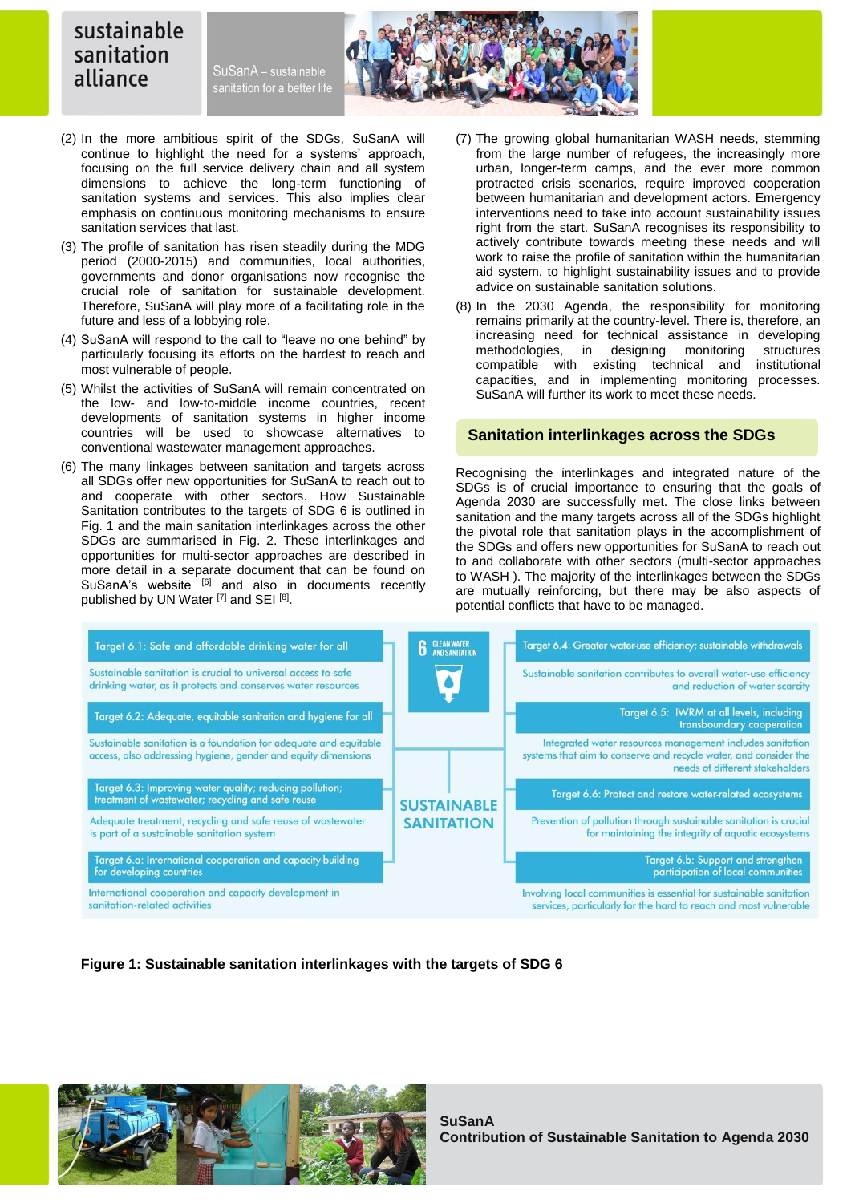(2) In the more ambitious spirit of the SDGs, SuSanA will continue to highlight the need for a systems' approach, focusing on the full service delivery chain and all system dimensions to achieve the long-term functioning of sanitation systems and services. This also implies clear emphasis on continuous monitoring mechanisms to ensure sanitation services that last.

(3) The profile of sanitation has risen steadily during the MDG period (2000-2015) and communities, local authorities, governments and donor organisations now recognise the crucial role of sanitation for sustainable development. Therefore, SuSanA will play more of a facilitating role in the future and less of a lobbying role.

(4) SuSanA will respond to the call to "leave no one behind" by particularly focusing its efforts on the hardest to reach and most vulnerable of people.

(5) Whilst the activities of SuSanA will remain concentrated on the low- and low-to-middle income countries, recent developments of sanitation systems in higher income countries will be used to showcase alternatives to conventional wastewater management approaches.

(6) The many linkages between sanitation and targets across all SDGs offer new opportunities for SuSanA to reach out to and cooperate with other sectors. How Sustainable Sanitation contributes to the targets of SDG 6 is outlined in Fig. 1 and the main sanitation interlinkages across the other SDGs are summarised in Fig. 2. These interlinkages and opportunities for multi-sector approaches are described in more detail in a separate document that can be found on SuSanA's website [6] and also in documents recently published by UN Water [7] and SEI [8].

(7) The growing global humanitarian WASH needs, stemming from the large number of refugees, the increasingly more urban, longer-term camps, and the ever more common protracted crisis scenarios, require improved cooperation between humanitarian and development actors. Emergency interventions need to take into account sustainability issues right from the start. SuSanA recognises its responsibility to actively contribute towards meeting these needs and will work to raise the profile of sanitation within the humanitarian aid system, to highlight sustainability issues and to provide advice on sustainable sanitation solutions.

(8) In the 2030 Agenda, the responsibility for monitoring remains primarily at the country-level. There is, therefore, an increasing need for technical assistance in developing methodologies, in designing monitoring structures compatible with existing technical and institutional capacities, and in implementing monitoring processes. SuSanA will further its work to meet these needs.

## Sanitation interlinkages across the SDGs

Recognising the interlinkages and integrated nature of the SDGs is of crucial importance to ensuring that the goals of Agenda 2030 are successfully met. The close links between sanitation and the many targets across all of the SDGs highlight the pivotal role that sanitation plays in the accomplishment of the SDGs and offers new opportunities for SuSanA to reach out to and collaborate with other sectors (multi-sector approaches to WASH ). The majority of the interlinkages between the SDGs are mutually reinforcing, but there may be also aspects of potential conflicts that have to be managed.

**6 CLEAN WATER AND SANITATION — SUSTAINABLE SANITATION**

**Target 6.1: Safe and affordable drinking water for all**
Sustainable sanitation is crucial to universal access to safe drinking water, as it protects and conserves water resources

**Target 6.2: Adequate, equitable sanitation and hygiene for all**
Sustainable sanitation is a foundation for adequate and equitable access, also addressing hygiene, gender and equity dimensions

**Target 6.3: Improving water quality; reducing pollution; treatment of wastewater; recycling and safe reuse**
Adequate treatment, recycling and safe reuse of wastewater is part of a sustainable sanitation system

**Target 6.a: International cooperation and capacity-building for developing countries**
International cooperation and capacity development in sanitation-related activities

**Target 6.4: Greater water-use efficiency; sustainable withdrawals**
Sustainable sanitation contributes to overall water-use efficiency and reduction of water scarcity

**Target 6.5: IWRM at all levels, including transboundary cooperation**
Integrated water resources management includes sanitation systems that aim to conserve and recycle water, and consider the needs of different stakeholders

**Target 6.6: Protect and restore water-related ecosystems**
Prevention of pollution through sustainable sanitation is crucial for maintaining the integrity of aquatic ecosystems

**Target 6.b: Support and strengthen participation of local communities**
Involving local communities is essential for sustainable sanitation services, particularly for the hard to reach and most vulnerable

**Figure 1: Sustainable sanitation interlinkages with the targets of SDG 6**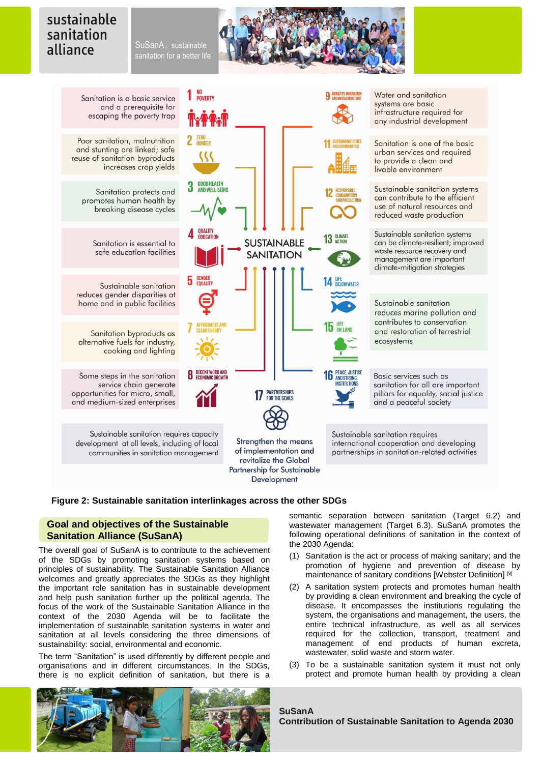Sanitation is a basic service and a prerequisite for escaping the poverty trap

1 NO POVERTY

Poor sanitation, malnutrition and stunting are linked; safe reuse of sanitation byproducts increases crop yields

2 ZERO HUNGER

Sanitation protects and promotes human health by breaking disease cycles

3 GOOD HEALTH AND WELL-BEING

Sanitation is essential to safe education facilities

4 QUALITY EDUCATION

Sustainable sanitation reduces gender disparities at home and in public facilities

5 GENDER EQUALITY

Sanitation byproducts as alternative fuels for industry, cooking and lighting

7 AFFORDABLE AND CLEAN ENERGY

Some steps in the sanitation service chain generate opportunities for micro, small, and medium-sized enterprises

8 DECENT WORK AND ECONOMIC GROWTH

SUSTAINABLE SANITATION

9 INDUSTRY, INNOVATION AND INFRASTRUCTURE

Water and sanitation systems are basic infrastructure required for any industrial development

11 SUSTAINABLE CITIES AND COMMUNITIES

Sanitation is one of the basic urban services and required to provide a clean and livable environment

12 RESPONSIBLE CONSUMPTION AND PRODUCTION

Sustainable sanitation systems can contribute to the efficient use of natural resources and reduced waste production

13 CLIMATE ACTION

Sustainable sanitation systems can be climate-resilient; improved waste resource recovery and management are important climate-mitigation strategies

14 LIFE BELOW WATER

15 LIFE ON LAND

Sustainable sanitation reduces marine pollution and contributes to conservation and restoration of terrestrial ecosystems

16 PEACE, JUSTICE AND STRONG INSTITUTIONS

Basic services such as sanitation for all are important pillars for equality, social justice and a peaceful society

17 PARTNERSHIPS FOR THE GOALS

Sustainable sanitation requires capacity development at all levels, including of local communities in sanitation management

Strengthen the means of implementation and revitalize the Global Partnership for Sustainable Development

Sustainable sanitation requires international cooperation and developing partnerships in sanitation-related activities

**Figure 2: Sustainable sanitation interlinkages across the other SDGs**

## Goal and objectives of the Sustainable Sanitation Alliance (SuSanA)

The overall goal of SuSanA is to contribute to the achievement of the SDGs by promoting sanitation systems based on principles of sustainability. The Sustainable Sanitation Alliance welcomes and greatly appreciates the SDGs as they highlight the important role sanitation has in sustainable development and help push sanitation further up the political agenda. The focus of the work of the Sustainable Sanitation Alliance in the context of the 2030 Agenda will be to facilitate the implementation of sustainable sanitation systems in water and sanitation at all levels considering the three dimensions of sustainability: social, environmental and economic.

The term "Sanitation" is used differently by different people and organisations and in different circumstances. In the SDGs, there is no explicit definition of sanitation, but there is a semantic separation between sanitation (Target 6.2) and wastewater management (Target 6.3). SuSanA promotes the following operational definitions of sanitation in the context of the 2030 Agenda:

(1) Sanitation is the act or process of making sanitary; and the promotion of hygiene and prevention of disease by maintenance of sanitary conditions [Webster Definition] [9]

(2) A sanitation system protects and promotes human health by providing a clean environment and breaking the cycle of disease. It encompasses the institutions regulating the system, the organisations and management, the users, the entire technical infrastructure, as well as all services required for the collection, transport, treatment and management of end products of human excreta, wastewater, solid waste and storm water.

(3) To be a sustainable sanitation system it must not only protect and promote human health by providing a clean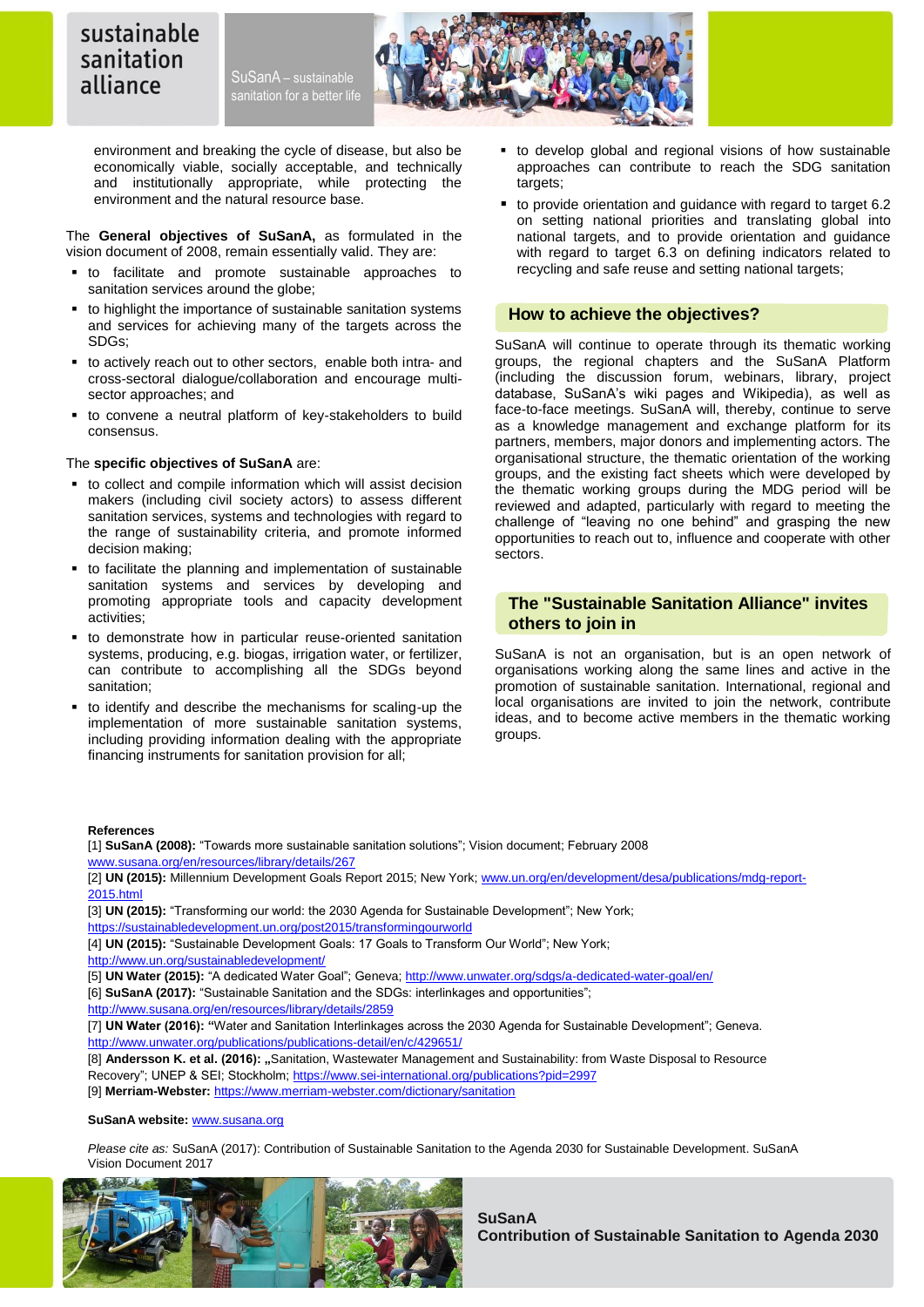environment and breaking the cycle of disease, but also be economically viable, socially acceptable, and technically and institutionally appropriate, while protecting the environment and the natural resource base.

The **General objectives of SuSanA,** as formulated in the vision document of 2008, remain essentially valid. They are:

- to facilitate and promote sustainable approaches to sanitation services around the globe;
- to highlight the importance of sustainable sanitation systems and services for achieving many of the targets across the SDGs;
- to actively reach out to other sectors, enable both intra- and cross-sectoral dialogue/collaboration and encourage multi-sector approaches; and
- to convene a neutral platform of key-stakeholders to build consensus.

The **specific objectives of SuSanA** are:

- to collect and compile information which will assist decision makers (including civil society actors) to assess different sanitation services, systems and technologies with regard to the range of sustainability criteria, and promote informed decision making;
- to facilitate the planning and implementation of sustainable sanitation systems and services by developing and promoting appropriate tools and capacity development activities;
- to demonstrate how in particular reuse-oriented sanitation systems, producing, e.g. biogas, irrigation water, or fertilizer, can contribute to accomplishing all the SDGs beyond sanitation;
- to identify and describe the mechanisms for scaling-up the implementation of more sustainable sanitation systems, including providing information dealing with the appropriate financing instruments for sanitation provision for all;
- to develop global and regional visions of how sustainable approaches can contribute to reach the SDG sanitation targets;
- to provide orientation and guidance with regard to target 6.2 on setting national priorities and translating global into national targets, and to provide orientation and guidance with regard to target 6.3 on defining indicators related to recycling and safe reuse and setting national targets;

## How to achieve the objectives?

SuSanA will continue to operate through its thematic working groups, the regional chapters and the SuSanA Platform (including the discussion forum, webinars, library, project database, SuSanA's wiki pages and Wikipedia), as well as face-to-face meetings. SuSanA will, thereby, continue to serve as a knowledge management and exchange platform for its partners, members, major donors and implementing actors. The organisational structure, the thematic orientation of the working groups, and the existing fact sheets which were developed by the thematic working groups during the MDG period will be reviewed and adapted, particularly with regard to meeting the challenge of "leaving no one behind" and grasping the new opportunities to reach out to, influence and cooperate with other sectors.

## The "Sustainable Sanitation Alliance" invites others to join in

SuSanA is not an organisation, but is an open network of organisations working along the same lines and active in the promotion of sustainable sanitation. International, regional and local organisations are invited to join the network, contribute ideas, and to become active members in the thematic working groups.

**References**

[1] **SuSanA (2008):** "Towards more sustainable sanitation solutions"; Vision document; February 2008 www.susana.org/en/resources/library/details/267

[2] **UN (2015):** Millennium Development Goals Report 2015; New York; www.un.org/en/development/desa/publications/mdg-report-2015.html

[3] **UN (2015):** "Transforming our world: the 2030 Agenda for Sustainable Development"; New York; https://sustainabledevelopment.un.org/post2015/transformingourworld

[4] **UN (2015):** "Sustainable Development Goals: 17 Goals to Transform Our World"; New York; http://www.un.org/sustainabledevelopment/

[5] **UN Water (2015):** "A dedicated Water Goal"; Geneva; http://www.unwater.org/sdgs/a-dedicated-water-goal/en/

[6] **SuSanA (2017):** "Sustainable Sanitation and the SDGs: interlinkages and opportunities"; http://www.susana.org/en/resources/library/details/2859

[7] **UN Water (2016): "**Water and Sanitation Interlinkages across the 2030 Agenda for Sustainable Development"; Geneva. http://www.unwater.org/publications/publications-detail/en/c/429651/

[8] **Andersson K. et al. (2016): „**Sanitation, Wastewater Management and Sustainability: from Waste Disposal to Resource Recovery"; UNEP & SEI; Stockholm; https://www.sei-international.org/publications?pid=2997

[9] **Merriam-Webster:** https://www.merriam-webster.com/dictionary/sanitation

**SuSanA website:** www.susana.org

*Please cite as:* SuSanA (2017): Contribution of Sustainable Sanitation to the Agenda 2030 for Sustainable Development. SuSanA Vision Document 2017